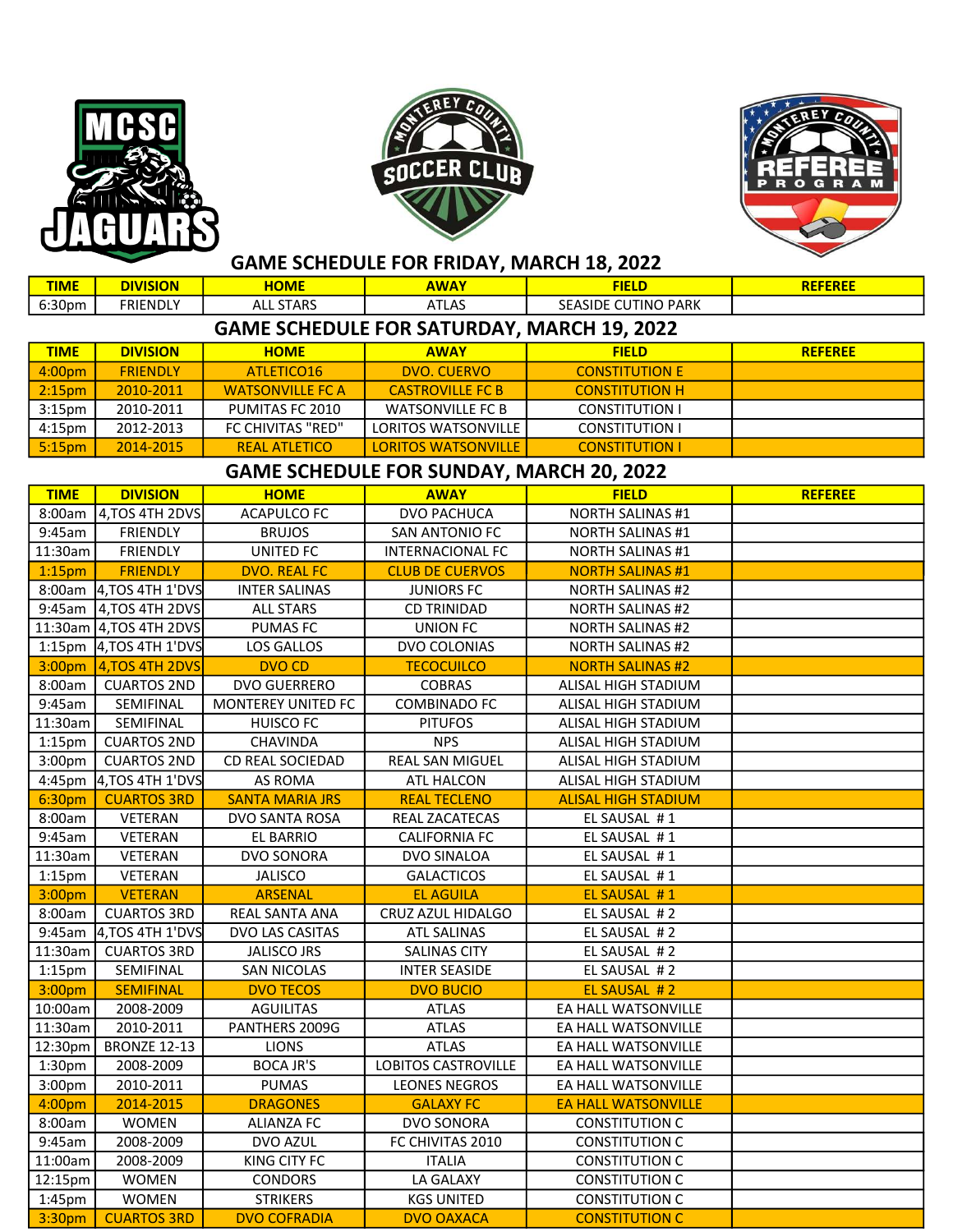MCSC JAGUARS

MONTEREY COUNTY SOCCER CLUB

MONTEREY COUNTY REFEREE PROGRAM

## GAME SCHEDULE FOR FRIDAY, MARCH 18, 2022

| TIME | DIVISION | HOME | AWAY | FIELD | REFEREE |
|---|---|---|---|---|---|
| 6:30pm | FRIENDLY | ALL STARS | ATLAS | SEASIDE CUTINO PARK | |

## GAME SCHEDULE FOR SATURDAY, MARCH 19, 2022

| TIME | DIVISION | HOME | AWAY | FIELD | REFEREE |
|---|---|---|---|---|---|
| 4:00pm | FRIENDLY | ATLETICO16 | DVO. CUERVO | CONSTITUTION E | |
| 2:15pm | 2010-2011 | WATSONVILLE FC A | CASTROVILLE FC B | CONSTITUTION H | |
| 3:15pm | 2010-2011 | PUMITAS FC 2010 | WATSONVILLE FC B | CONSTITUTION I | |
| 4:15pm | 2012-2013 | FC CHIVITAS "RED" | LORITOS WATSONVILLE | CONSTITUTION I | |
| 5:15pm | 2014-2015 | REAL ATLETICO | LORITOS WATSONVILLE | CONSTITUTION I | |

## GAME SCHEDULE FOR SUNDAY, MARCH 20, 2022

| TIME | DIVISION | HOME | AWAY | FIELD | REFEREE |
|---|---|---|---|---|---|
| 8:00am | 4,TOS 4TH 2DVS | ACAPULCO FC | DVO PACHUCA | NORTH SALINAS #1 | |
| 9:45am | FRIENDLY | BRUJOS | SAN ANTONIO FC | NORTH SALINAS #1 | |
| 11:30am | FRIENDLY | UNITED FC | INTERNACIONAL FC | NORTH SALINAS #1 | |
| 1:15pm | FRIENDLY | DVO. REAL FC | CLUB DE CUERVOS | NORTH SALINAS #1 | |
| 8:00am | 4,TOS 4TH 1'DVS | INTER SALINAS | JUNIORS FC | NORTH SALINAS #2 | |
| 9:45am | 4,TOS 4TH 2DVS | ALL STARS | CD TRINIDAD | NORTH SALINAS #2 | |
| 11:30am | 4,TOS 4TH 2DVS | PUMAS FC | UNION FC | NORTH SALINAS #2 | |
| 1:15pm | 4,TOS 4TH 1'DVS | LOS GALLOS | DVO COLONIAS | NORTH SALINAS #2 | |
| 3:00pm | 4,TOS 4TH 2DVS | DVO CD | TECOCUILCO | NORTH SALINAS #2 | |
| 8:00am | CUARTOS 2ND | DVO GUERRERO | COBRAS | ALISAL HIGH STADIUM | |
| 9:45am | SEMIFINAL | MONTEREY UNITED FC | COMBINADO FC | ALISAL HIGH STADIUM | |
| 11:30am | SEMIFINAL | HUISCO FC | PITUFOS | ALISAL HIGH STADIUM | |
| 1:15pm | CUARTOS 2ND | CHAVINDA | NPS | ALISAL HIGH STADIUM | |
| 3:00pm | CUARTOS 2ND | CD REAL SOCIEDAD | REAL SAN MIGUEL | ALISAL HIGH STADIUM | |
| 4:45pm | 4,TOS 4TH 1'DVS | AS ROMA | ATL HALCON | ALISAL HIGH STADIUM | |
| 6:30pm | CUARTOS 3RD | SANTA MARIA JRS | REAL TECLENO | ALISAL HIGH STADIUM | |
| 8:00am | VETERAN | DVO SANTA ROSA | REAL ZACATECAS | EL SAUSAL # 1 | |
| 9:45am | VETERAN | EL BARRIO | CALIFORNIA FC | EL SAUSAL # 1 | |
| 11:30am | VETERAN | DVO SONORA | DVO SINALOA | EL SAUSAL # 1 | |
| 1:15pm | VETERAN | JALISCO | GALACTICOS | EL SAUSAL # 1 | |
| 3:00pm | VETERAN | ARSENAL | EL AGUILA | EL SAUSAL # 1 | |
| 8:00am | CUARTOS 3RD | REAL SANTA ANA | CRUZ AZUL HIDALGO | EL SAUSAL # 2 | |
| 9:45am | 4,TOS 4TH 1'DVS | DVO LAS CASITAS | ATL SALINAS | EL SAUSAL # 2 | |
| 11:30am | CUARTOS 3RD | JALISCO JRS | SALINAS CITY | EL SAUSAL # 2 | |
| 1:15pm | SEMIFINAL | SAN NICOLAS | INTER SEASIDE | EL SAUSAL # 2 | |
| 3:00pm | SEMIFINAL | DVO TECOS | DVO BUCIO | EL SAUSAL # 2 | |
| 10:00am | 2008-2009 | AGUILITAS | ATLAS | EA HALL WATSONVILLE | |
| 11:30am | 2010-2011 | PANTHERS 2009G | ATLAS | EA HALL WATSONVILLE | |
| 12:30pm | BRONZE 12-13 | LIONS | ATLAS | EA HALL WATSONVILLE | |
| 1:30pm | 2008-2009 | BOCA JR'S | LOBITOS CASTROVILLE | EA HALL WATSONVILLE | |
| 3:00pm | 2010-2011 | PUMAS | LEONES NEGROS | EA HALL WATSONVILLE | |
| 4:00pm | 2014-2015 | DRAGONES | GALAXY FC | EA HALL WATSONVILLE | |
| 8:00am | WOMEN | ALIANZA FC | DVO SONORA | CONSTITUTION C | |
| 9:45am | 2008-2009 | DVO AZUL | FC CHIVITAS 2010 | CONSTITUTION C | |
| 11:00am | 2008-2009 | KING CITY FC | ITALIA | CONSTITUTION C | |
| 12:15pm | WOMEN | CONDORS | LA GALAXY | CONSTITUTION C | |
| 1:45pm | WOMEN | STRIKERS | KGS UNITED | CONSTITUTION C | |
| 3:30pm | CUARTOS 3RD | DVO COFRADIA | DVO OAXACA | CONSTITUTION C | |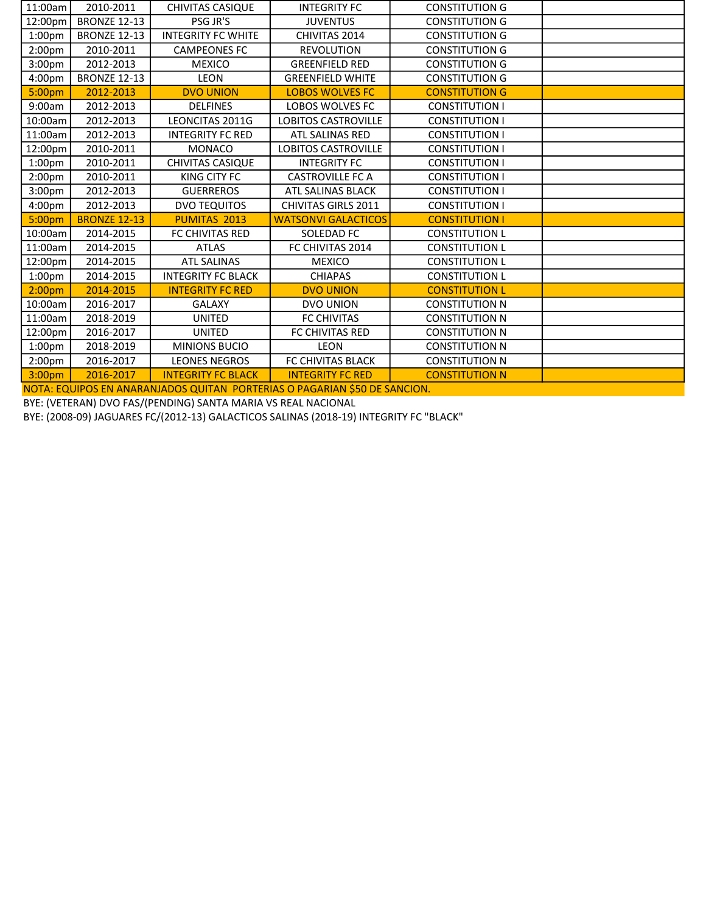| | | | | | |
|---|---|---|---|---|---|
| 11:00am | 2010-2011 | CHIVITAS CASIQUE | INTEGRITY FC | CONSTITUTION G | |
| 12:00pm | BRONZE 12-13 | PSG JR'S | JUVENTUS | CONSTITUTION G | |
| 1:00pm | BRONZE 12-13 | INTEGRITY FC WHITE | CHIVITAS 2014 | CONSTITUTION G | |
| 2:00pm | 2010-2011 | CAMPEONES FC | REVOLUTION | CONSTITUTION G | |
| 3:00pm | 2012-2013 | MEXICO | GREENFIELD RED | CONSTITUTION G | |
| 4:00pm | BRONZE 12-13 | LEON | GREENFIELD WHITE | CONSTITUTION G | |
| 5:00pm | 2012-2013 | DVO UNION | LOBOS WOLVES FC | CONSTITUTION G | |
| 9:00am | 2012-2013 | DELFINES | LOBOS WOLVES FC | CONSTITUTION I | |
| 10:00am | 2012-2013 | LEONCITAS 2011G | LOBITOS CASTROVILLE | CONSTITUTION I | |
| 11:00am | 2012-2013 | INTEGRITY FC RED | ATL SALINAS RED | CONSTITUTION I | |
| 12:00pm | 2010-2011 | MONACO | LOBITOS CASTROVILLE | CONSTITUTION I | |
| 1:00pm | 2010-2011 | CHIVITAS CASIQUE | INTEGRITY FC | CONSTITUTION I | |
| 2:00pm | 2010-2011 | KING CITY FC | CASTROVILLE FC A | CONSTITUTION I | |
| 3:00pm | 2012-2013 | GUERREROS | ATL SALINAS BLACK | CONSTITUTION I | |
| 4:00pm | 2012-2013 | DVO TEQUITOS | CHIVITAS GIRLS 2011 | CONSTITUTION I | |
| 5:00pm | BRONZE 12-13 | PUMITAS 2013 | WATSONVI GALACTICOS | CONSTITUTION I | |
| 10:00am | 2014-2015 | FC CHIVITAS RED | SOLEDAD FC | CONSTITUTION L | |
| 11:00am | 2014-2015 | ATLAS | FC CHIVITAS 2014 | CONSTITUTION L | |
| 12:00pm | 2014-2015 | ATL SALINAS | MEXICO | CONSTITUTION L | |
| 1:00pm | 2014-2015 | INTEGRITY FC BLACK | CHIAPAS | CONSTITUTION L | |
| 2:00pm | 2014-2015 | INTEGRITY FC RED | DVO UNION | CONSTITUTION L | |
| 10:00am | 2016-2017 | GALAXY | DVO UNION | CONSTITUTION N | |
| 11:00am | 2018-2019 | UNITED | FC CHIVITAS | CONSTITUTION N | |
| 12:00pm | 2016-2017 | UNITED | FC CHIVITAS RED | CONSTITUTION N | |
| 1:00pm | 2018-2019 | MINIONS BUCIO | LEON | CONSTITUTION N | |
| 2:00pm | 2016-2017 | LEONES NEGROS | FC CHIVITAS BLACK | CONSTITUTION N | |
| 3:00pm | 2016-2017 | INTEGRITY FC BLACK | INTEGRITY FC RED | CONSTITUTION N | |

NOTA: EQUIPOS EN ANARANJADOS QUITAN PORTERIAS O PAGARIAN $50 DE SANCION.

BYE: (VETERAN) DVO FAS/(PENDING) SANTA MARIA VS REAL NACIONAL

BYE: (2008-09) JAGUARES FC/(2012-13) GALACTICOS SALINAS (2018-19) INTEGRITY FC "BLACK"